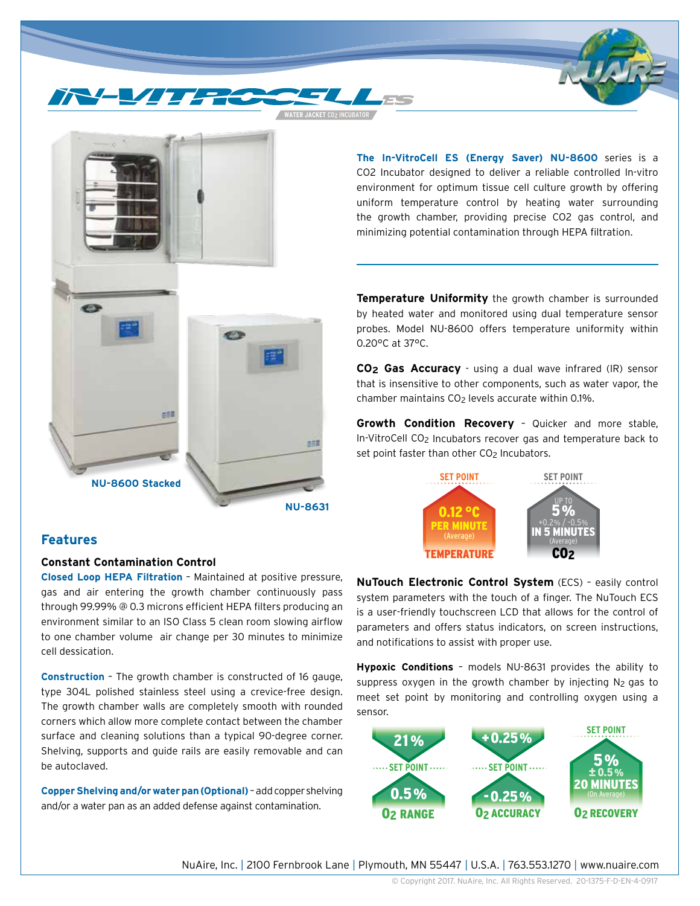# IN-VITROCELL ES

WATER JACKET $CO_2$ INCUBATOR

NU-8600 Stacked

NU-8631

**The In-VitroCell ES (Energy Saver) NU-8600** series is a CO2 Incubator designed to deliver a reliable controlled In-vitro environment for optimum tissue cell culture growth by offering uniform temperature control by heating water surrounding the growth chamber, providing precise CO2 gas control, and minimizing potential contamination through HEPA filtration.

**Temperature Uniformity** the growth chamber is surrounded by heated water and monitored using dual temperature sensor probes. Model NU-8600 offers temperature uniformity within 0.20°C at 37°C.

**$CO_2$ Gas Accuracy** - using a dual wave infrared (IR) sensor that is insensitive to other components, such as water vapor, the chamber maintains $CO_2$ levels accurate within 0.1%.

**Growth Condition Recovery** – Quicker and more stable, In-VitroCell $CO_2$ Incubators recover gas and temperature back to set point faster than other $CO_2$ Incubators.

| TEMPERATURE | $CO_2$ |
|---|---|
| SET POINT | SET POINT |
| 0.12 °C PER MINUTE (Average) | UP TO 5% +0.2% / -0.5% IN 5 MINUTES (Average) |

**NuTouch Electronic Control System** (ECS) – easily control system parameters with the touch of a finger. The NuTouch ECS is a user-friendly touchscreen LCD that allows for the control of parameters and offers status indicators, on screen instructions, and notifications to assist with proper use.

**Hypoxic Conditions** – models NU-8631 provides the ability to suppress oxygen in the growth chamber by injecting $N_2$ gas to meet set point by monitoring and controlling oxygen using a sensor.

| $O_2$ RANGE | $O_2$ ACCURACY | $O_2$ RECOVERY |
|---|---|---|
| 21% | +0.25% | SET POINT |
| SET POINT | SET POINT | 5% ± 0.5% |
| 0.5% | -0.25% | 20 MINUTES (On Average) |

## Features

### Constant Contamination Control

**Closed Loop HEPA Filtration** – Maintained at positive pressure, gas and air entering the growth chamber continuously pass through 99.99% @ 0.3 microns efficient HEPA filters producing an environment similar to an ISO Class 5 clean room slowing airflow to one chamber volume air change per 30 minutes to minimize cell dessication.

**Construction** – The growth chamber is constructed of 16 gauge, type 304L polished stainless steel using a crevice-free design. The growth chamber walls are completely smooth with rounded corners which allow more complete contact between the chamber surface and cleaning solutions than a typical 90-degree corner. Shelving, supports and guide rails are easily removable and can be autoclaved.

**Copper Shelving and/or water pan (Optional)** – add copper shelving and/or a water pan as an added defense against contamination.

NuAire, Inc. | 2100 Fernbrook Lane | Plymouth, MN 55447 | U.S.A. | 763.553.1270 | www.nuaire.com

© Copyright 2017. NuAire, Inc. All Rights Reserved. 20-1375-F-D-EN-4-0917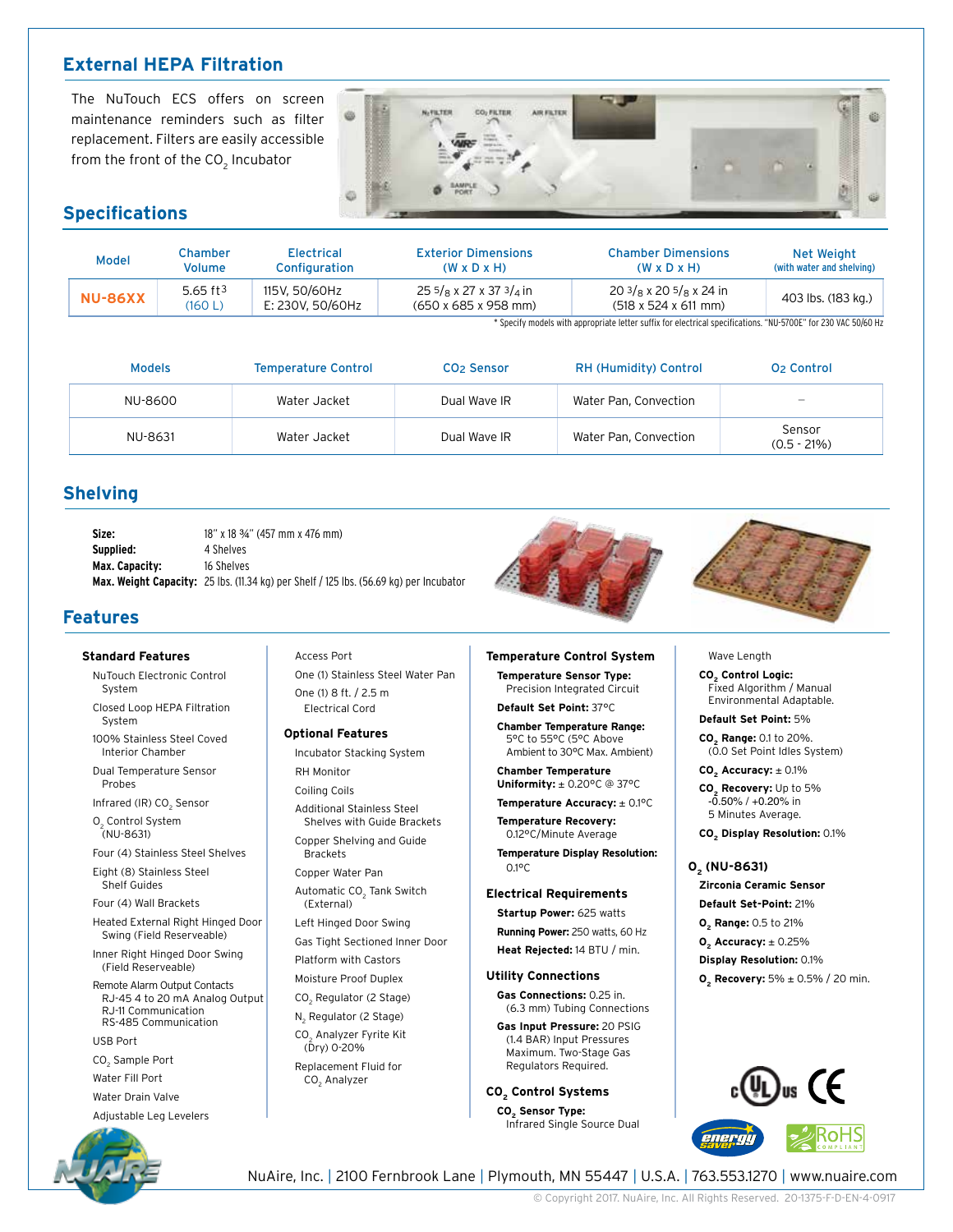## External HEPA Filtration

The NuTouch ECS offers on screen maintenance reminders such as filter replacement. Filters are easily accessible from the front of the $CO_2$ Incubator

## Specifications

| Model | Chamber Volume | Electrical Configuration | Exterior Dimensions (W x D x H) | Chamber Dimensions (W x D x H) | Net Weight (with water and shelving) |
|---|---|---|---|---|---|
| NU-86XX | 5.65 ft³ (160 L) | 115V, 50/60Hz E: 230V, 50/60Hz | 25 5/8 x 27 x 37 3/4 in (650 x 685 x 958 mm) | 20 3/8 x 20 5/8 x 24 in (518 x 524 x 611 mm) | 403 lbs. (183 kg.) |

\* Specify models with appropriate letter suffix for electrical specifications. "NU-5700E" for 230 VAC 50/60 Hz

| Models | Temperature Control | CO2 Sensor | RH (Humidity) Control | O2 Control |
|---|---|---|---|---|
| NU-8600 | Water Jacket | Dual Wave IR | Water Pan, Convection | – |
| NU-8631 | Water Jacket | Dual Wave IR | Water Pan, Convection | Sensor (0.5 - 21%) |

## Shelving

**Size:** 18" x 18 ¾" (457 mm x 476 mm)
**Supplied:** 4 Shelves
**Max. Capacity:** 16 Shelves
**Max. Weight Capacity:** 25 lbs. (11.34 kg) per Shelf / 125 lbs. (56.69 kg) per Incubator

## Features

### Standard Features

- NuTouch Electronic Control System
- Closed Loop HEPA Filtration System
- 100% Stainless Steel Coved Interior Chamber
- Dual Temperature Sensor Probes
- Infrared (IR) $CO_2$ Sensor
- $O_2$ Control System (NU-8631)
- Four (4) Stainless Steel Shelves
- Eight (8) Stainless Steel Shelf Guides
- Four (4) Wall Brackets
- Heated External Right Hinged Door Swing (Field Reserveable)
- Inner Right Hinged Door Swing (Field Reserveable)
- Remote Alarm Output Contacts RJ-45 4 to 20 mA Analog Output RJ-11 Communication RS-485 Communication
- USB Port
- $CO_2$ Sample Port
- Water Fill Port
- Water Drain Valve
- Adjustable Leg Levelers
- Access Port
- One (1) Stainless Steel Water Pan
- One (1) 8 ft. / 2.5 m Electrical Cord

### Optional Features

- Incubator Stacking System
- RH Monitor
- Coiling Coils
- Additional Stainless Steel Shelves with Guide Brackets
- Copper Shelving and Guide Brackets
- Copper Water Pan
- Automatic $CO_2$ Tank Switch (External)
- Left Hinged Door Swing
- Gas Tight Sectioned Inner Door
- Platform with Castors
- Moisture Proof Duplex
- $CO_2$ Regulator (2 Stage)
- $N_2$ Regulator (2 Stage)
- $CO_2$ Analyzer Fyrite Kit (Dry) 0-20%
- Replacement Fluid for $CO_2$ Analyzer

### Temperature Control System

**Temperature Sensor Type:** Precision Integrated Circuit

**Default Set Point:** 37°C

**Chamber Temperature Range:** 5°C to 55°C (5°C Above Ambient to 30°C Max. Ambient)

**Chamber Temperature Uniformity:** ± 0.20°C @ 37°C

**Temperature Accuracy:** ± 0.1°C

**Temperature Recovery:** 0.12°C/Minute Average

**Temperature Display Resolution:** 0.1°C

### Electrical Requirements

**Startup Power:** 625 watts

**Running Power:** 250 watts, 60 Hz

**Heat Rejected:** 14 BTU / min.

### Utility Connections

**Gas Connections:** 0.25 in. (6.3 mm) Tubing Connections

**Gas Input Pressure:** 20 PSIG (1.4 BAR) Input Pressures Maximum. Two-Stage Gas Regulators Required.

### $CO_2$ Control Systems

**$CO_2$ Sensor Type:** Infrared Single Source Dual Wave Length

**$CO_2$ Control Logic:** Fixed Algorithm / Manual Environmental Adaptable.

**Default Set Point:** 5%

**$CO_2$ Range:** 0.1 to 20%. (0.0 Set Point Idles System)

**$CO_2$ Accuracy:** ± 0.1%

**$CO_2$ Recovery:** Up to 5% -0.50% / +0.20% in 5 Minutes Average.

**$CO_2$ Display Resolution:** 0.1%

### $O_2$ (NU-8631)

**Zirconia Ceramic Sensor**

**Default Set-Point:** 21%

**$O_2$ Range:** 0.5 to 21%

**$O_2$ Accuracy:** ± 0.25%

**Display Resolution:** 0.1%

**$O_2$ Recovery:** 5% ± 0.5% / 20 min.

NuAire, Inc. | 2100 Fernbrook Lane | Plymouth, MN 55447 | U.S.A. | 763.553.1270 | www.nuaire.com

© Copyright 2017. NuAire, Inc. All Rights Reserved. 20-1375-F-D-EN-4-0917